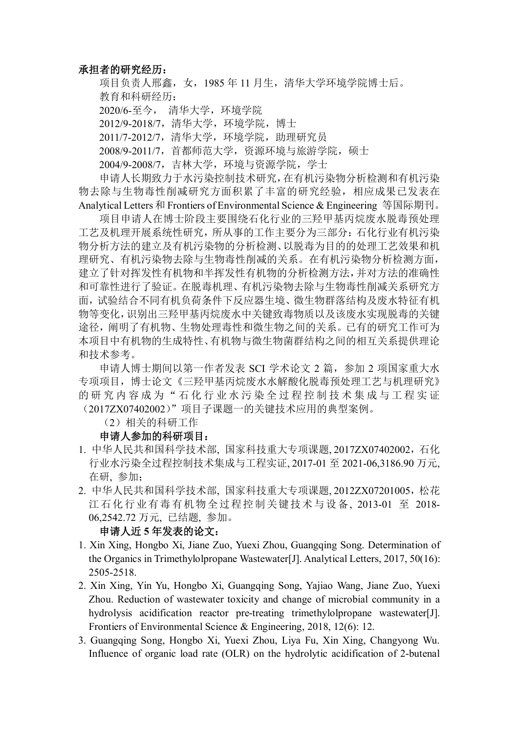**承担者的研究经历：**

项目负责人邢鑫，女，1985 年 11 月生，清华大学环境学院博士后。

教育和科研经历：

2020/6-至今， 清华大学，环境学院

2012/9-2018/7，清华大学，环境学院，博士

2011/7-2012/7，清华大学，环境学院，助理研究员

2008/9-2011/7，首都师范大学，资源环境与旅游学院，硕士

2004/9-2008/7，吉林大学，环境与资源学院，学士

申请人长期致力于水污染控制技术研究，在有机污染物分析检测和有机污染物去除与生物毒性削减研究方面积累了丰富的研究经验，相应成果已发表在 Analytical Letters 和 Frontiers of Environmental Science & Engineering 等国际期刊。

项目申请人在博士阶段主要围绕石化行业的三羟甲基丙烷废水脱毒预处理工艺及机理开展系统性研究，所从事的工作主要分为三部分：石化行业有机污染物分析方法的建立及有机污染物的分析检测、以脱毒为目的的处理工艺效果和机理研究、有机污染物去除与生物毒性削减的关系。在有机污染物分析检测方面，建立了针对挥发性有机物和半挥发性有机物的分析检测方法，并对方法的准确性和可靠性进行了验证。在脱毒机理、有机污染物去除与生物毒性削减关系研究方面，试验结合不同有机负荷条件下反应器生境、微生物群落结构及废水特征有机物等变化，识别出三羟甲基丙烷废水中关键致毒物质以及该废水实现脱毒的关键途径，阐明了有机物、生物处理毒性和微生物之间的关系。已有的研究工作可为本项目中有机物的生成特性、有机物与微生物菌群结构之间的相互关系提供理论和技术参考。

申请人博士期间以第一作者发表 SCI 学术论文 2 篇，参加 2 项国家重大水专项项目，博士论文《三羟甲基丙烷废水水解酸化脱毒预处理工艺与机理研究》的研究内容成为“石化行业水污染全过程控制技术集成与工程实证（2017ZX07402002）”项目子课题一的关键技术应用的典型案例。

（2）相关的科研工作

**申请人参加的科研项目：**

1. 中华人民共和国科学技术部, 国家科技重大专项课题, 2017ZX07402002，石化行业水污染全过程控制技术集成与工程实证, 2017-01 至 2021-06,3186.90 万元, 在研, 参加；
2. 中华人民共和国科学技术部, 国家科技重大专项课题, 2012ZX07201005，松花江石化行业有毒有机物全过程控制关键技术与设备, 2013-01 至 2018-06,2542.72 万元, 已结题, 参加。

**申请人近 5 年发表的论文：**

1. Xin Xing, Hongbo Xi, Jiane Zuo, Yuexi Zhou, Guangqing Song. Determination of the Organics in Trimethylolpropane Wastewater[J]. Analytical Letters, 2017, 50(16): 2505-2518.
2. Xin Xing, Yin Yu, Hongbo Xi, Guangqing Song, Yajiao Wang, Jiane Zuo, Yuexi Zhou. Reduction of wastewater toxicity and change of microbial community in a hydrolysis acidification reactor pre-treating trimethylolpropane wastewater[J]. Frontiers of Environmental Science & Engineering, 2018, 12(6): 12.
3. Guangqing Song, Hongbo Xi, Yuexi Zhou, Liya Fu, Xin Xing, Changyong Wu. Influence of organic load rate (OLR) on the hydrolytic acidification of 2-butenal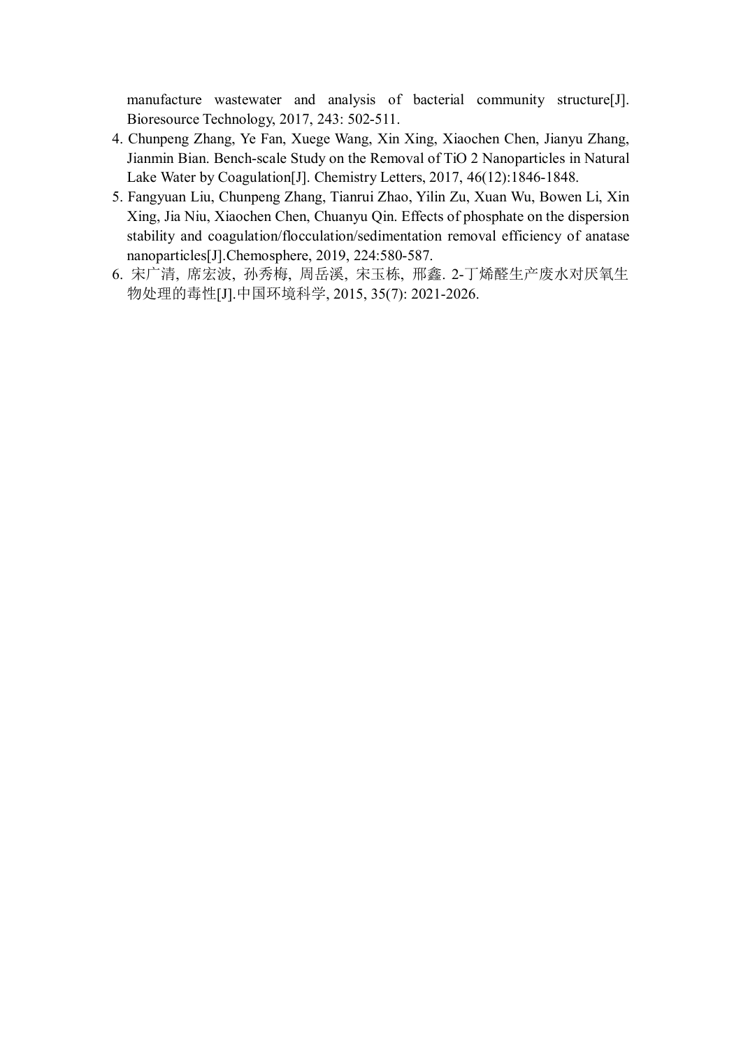manufacture wastewater and analysis of bacterial community structure[J]. Bioresource Technology, 2017, 243: 502-511.

4. Chunpeng Zhang, Ye Fan, Xuege Wang, Xin Xing, Xiaochen Chen, Jianyu Zhang, Jianmin Bian. Bench-scale Study on the Removal of TiO 2 Nanoparticles in Natural Lake Water by Coagulation[J]. Chemistry Letters, 2017, 46(12):1846-1848.
5. Fangyuan Liu, Chunpeng Zhang, Tianrui Zhao, Yilin Zu, Xuan Wu, Bowen Li, Xin Xing, Jia Niu, Xiaochen Chen, Chuanyu Qin. Effects of phosphate on the dispersion stability and coagulation/flocculation/sedimentation removal efficiency of anatase nanoparticles[J].Chemosphere, 2019, 224:580-587.
6. 宋广清, 席宏波, 孙秀梅, 周岳溪, 宋玉栋, 邢鑫. 2-丁烯醛生产废水对厌氧生物处理的毒性[J].中国环境科学, 2015, 35(7): 2021-2026.